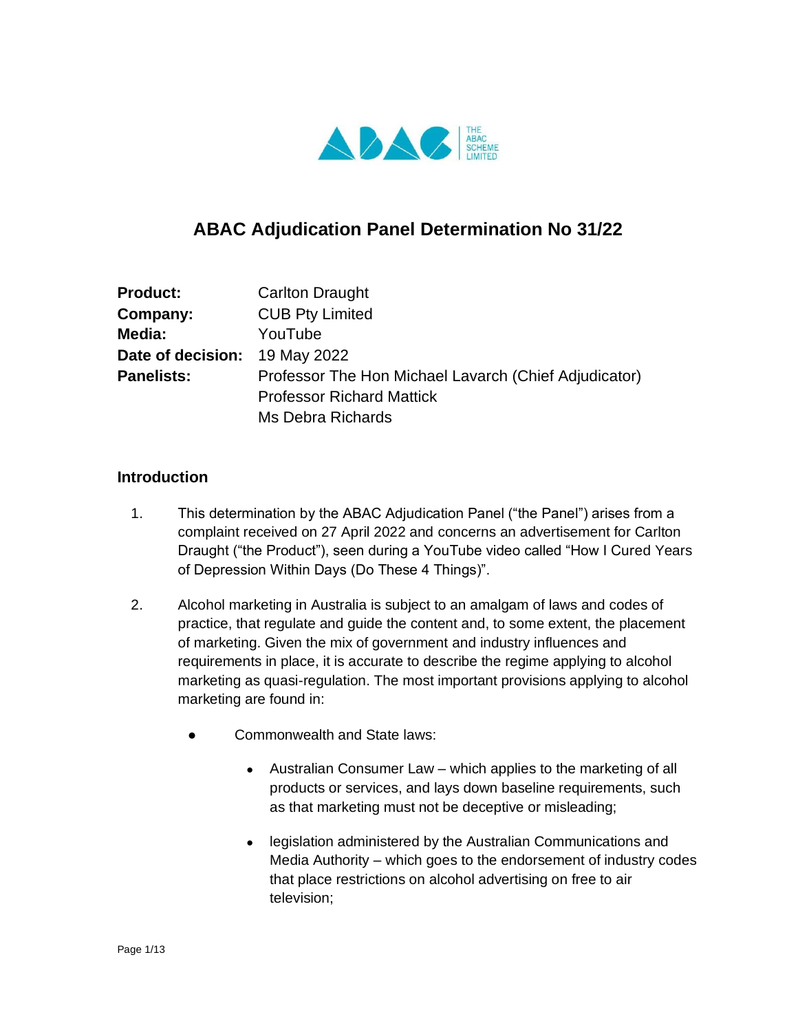# ABAC Adjudication Panel Determination No 31/22

| | |
|---|---|
| **Product:** | Carlton Draught |
| **Company:** | CUB Pty Limited |
| **Media:** | YouTube |
| **Date of decision:** | 19 May 2022 |
| **Panelists:** | Professor The Hon Michael Lavarch (Chief Adjudicator)<br>Professor Richard Mattick<br>Ms Debra Richards |

## Introduction

1. This determination by the ABAC Adjudication Panel ("the Panel") arises from a complaint received on 27 April 2022 and concerns an advertisement for Carlton Draught ("the Product"), seen during a YouTube video called "How I Cured Years of Depression Within Days (Do These 4 Things)".

2. Alcohol marketing in Australia is subject to an amalgam of laws and codes of practice, that regulate and guide the content and, to some extent, the placement of marketing. Given the mix of government and industry influences and requirements in place, it is accurate to describe the regime applying to alcohol marketing as quasi-regulation. The most important provisions applying to alcohol marketing are found in:

   - Commonwealth and State laws:
     - Australian Consumer Law – which applies to the marketing of all products or services, and lays down baseline requirements, such as that marketing must not be deceptive or misleading;
     - legislation administered by the Australian Communications and Media Authority – which goes to the endorsement of industry codes that place restrictions on alcohol advertising on free to air television;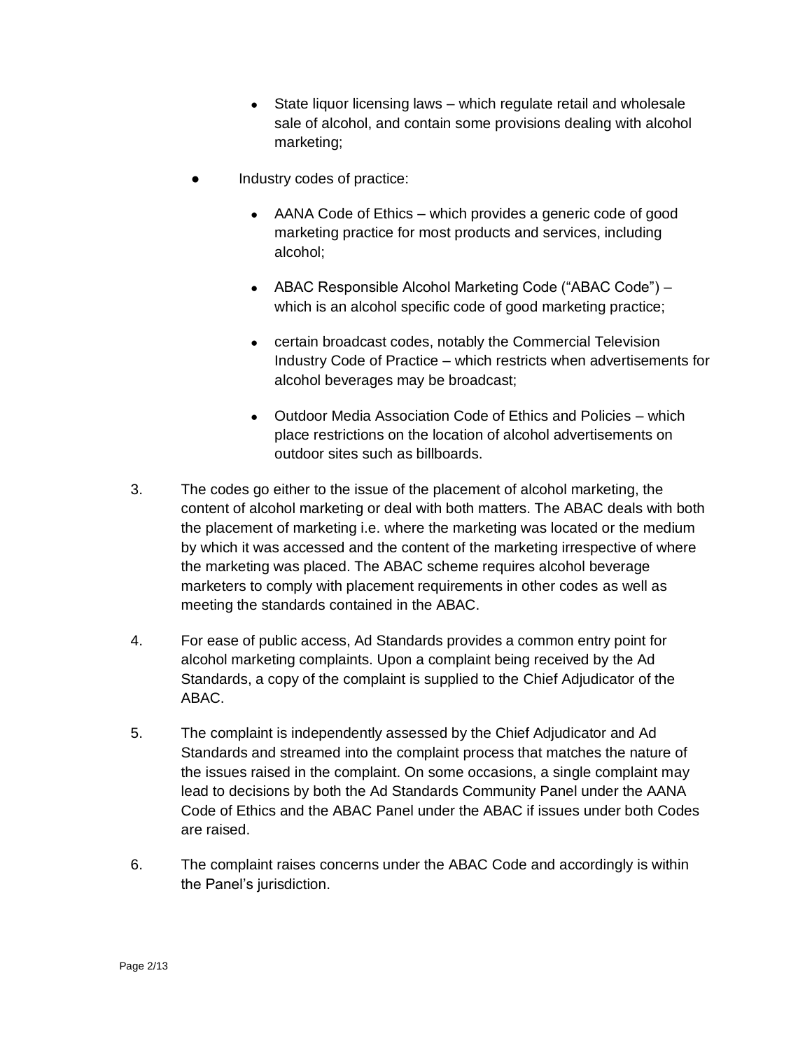- State liquor licensing laws – which regulate retail and wholesale sale of alcohol, and contain some provisions dealing with alcohol marketing;

- Industry codes of practice:

  - AANA Code of Ethics – which provides a generic code of good marketing practice for most products and services, including alcohol;

  - ABAC Responsible Alcohol Marketing Code ("ABAC Code") – which is an alcohol specific code of good marketing practice;

  - certain broadcast codes, notably the Commercial Television Industry Code of Practice – which restricts when advertisements for alcohol beverages may be broadcast;

  - Outdoor Media Association Code of Ethics and Policies – which place restrictions on the location of alcohol advertisements on outdoor sites such as billboards.

3. The codes go either to the issue of the placement of alcohol marketing, the content of alcohol marketing or deal with both matters. The ABAC deals with both the placement of marketing i.e. where the marketing was located or the medium by which it was accessed and the content of the marketing irrespective of where the marketing was placed. The ABAC scheme requires alcohol beverage marketers to comply with placement requirements in other codes as well as meeting the standards contained in the ABAC.

4. For ease of public access, Ad Standards provides a common entry point for alcohol marketing complaints. Upon a complaint being received by the Ad Standards, a copy of the complaint is supplied to the Chief Adjudicator of the ABAC.

5. The complaint is independently assessed by the Chief Adjudicator and Ad Standards and streamed into the complaint process that matches the nature of the issues raised in the complaint. On some occasions, a single complaint may lead to decisions by both the Ad Standards Community Panel under the AANA Code of Ethics and the ABAC Panel under the ABAC if issues under both Codes are raised.

6. The complaint raises concerns under the ABAC Code and accordingly is within the Panel's jurisdiction.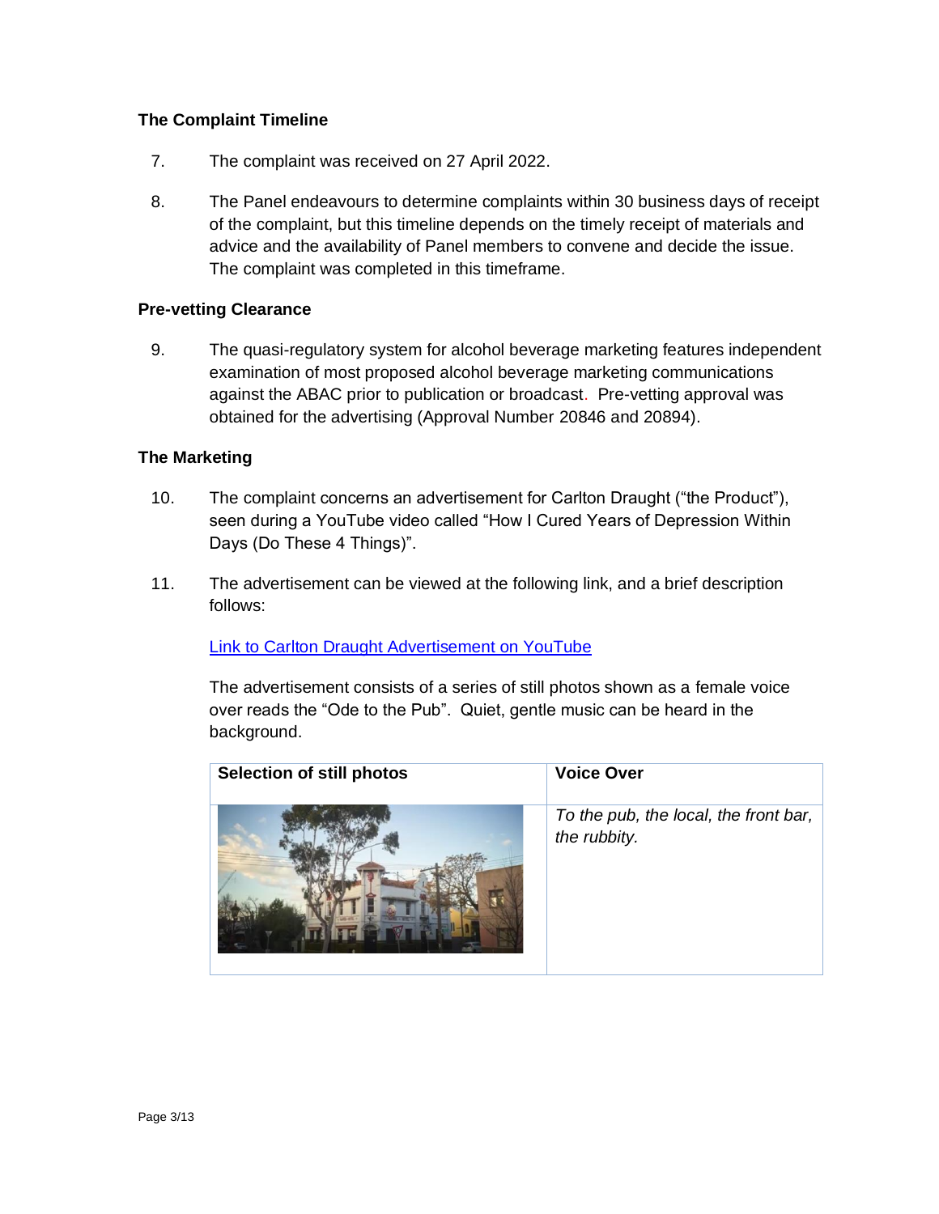### The Complaint Timeline

7. The complaint was received on 27 April 2022.

8. The Panel endeavours to determine complaints within 30 business days of receipt of the complaint, but this timeline depends on the timely receipt of materials and advice and the availability of Panel members to convene and decide the issue. The complaint was completed in this timeframe.

### Pre-vetting Clearance

9. The quasi-regulatory system for alcohol beverage marketing features independent examination of most proposed alcohol beverage marketing communications against the ABAC prior to publication or broadcast. Pre-vetting approval was obtained for the advertising (Approval Number 20846 and 20894).

### The Marketing

10. The complaint concerns an advertisement for Carlton Draught ("the Product"), seen during a YouTube video called "How I Cured Years of Depression Within Days (Do These 4 Things)".

11. The advertisement can be viewed at the following link, and a brief description follows:

    [Link to Carlton Draught Advertisement on YouTube]()

    The advertisement consists of a series of still photos shown as a female voice over reads the "Ode to the Pub". Quiet, gentle music can be heard in the background.

| Selection of still photos | Voice Over |
| --- | --- |
| | *To the pub, the local, the front bar, the rubbity.* |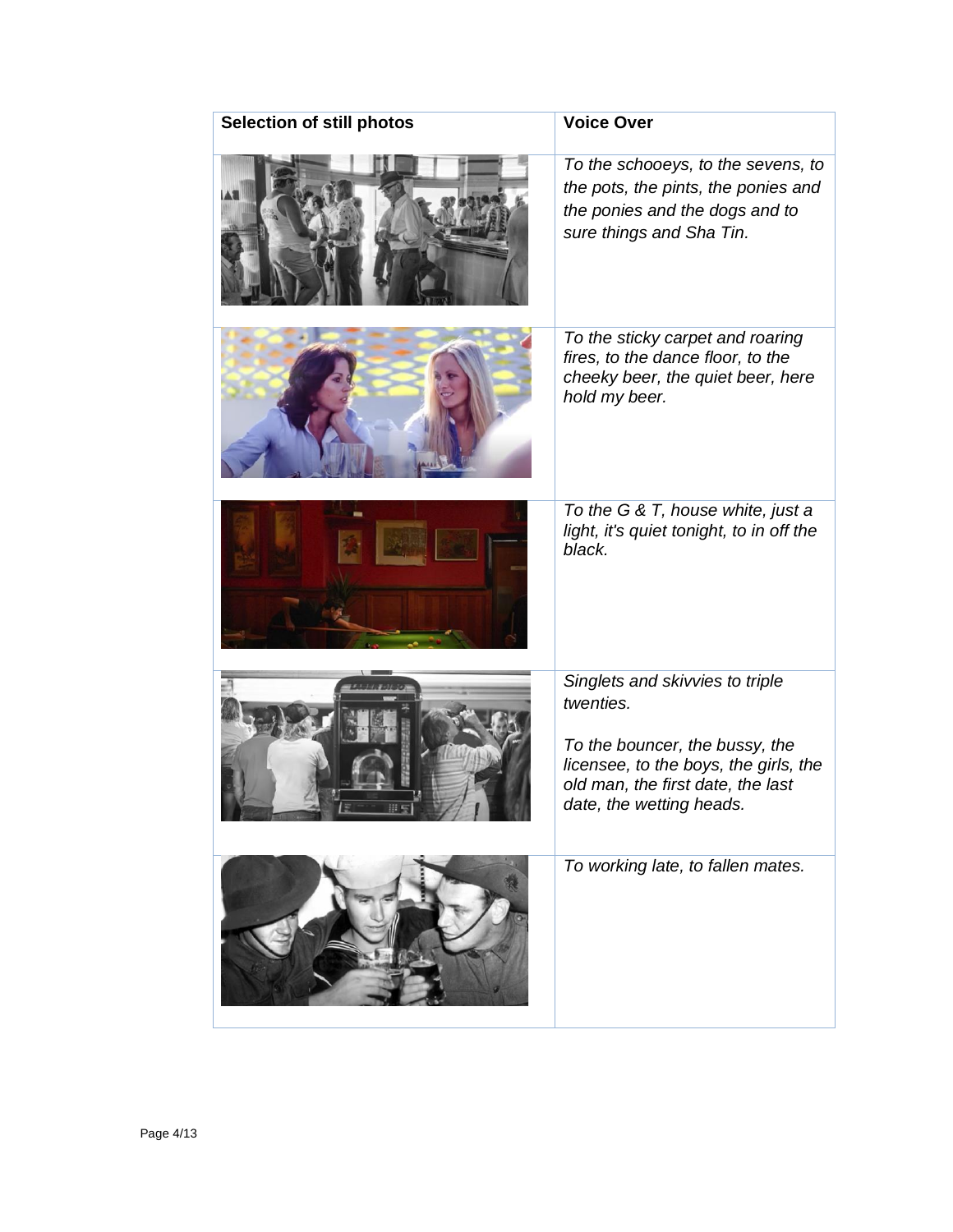| Selection of still photos | Voice Over |
| --- | --- |
| | *To the schooeys, to the sevens, to the pots, the pints, the ponies and the ponies and the dogs and to sure things and Sha Tin.* |
| | *To the sticky carpet and roaring fires, to the dance floor, to the cheeky beer, the quiet beer, here hold my beer.* |
| | *To the G & T, house white, just a light, it's quiet tonight, to in off the black.* |
| | *Singlets and skivvies to triple twenties.*<br><br>*To the bouncer, the bussy, the licensee, to the boys, the girls, the old man, the first date, the last date, the wetting heads.* |
| | *To working late, to fallen mates.* |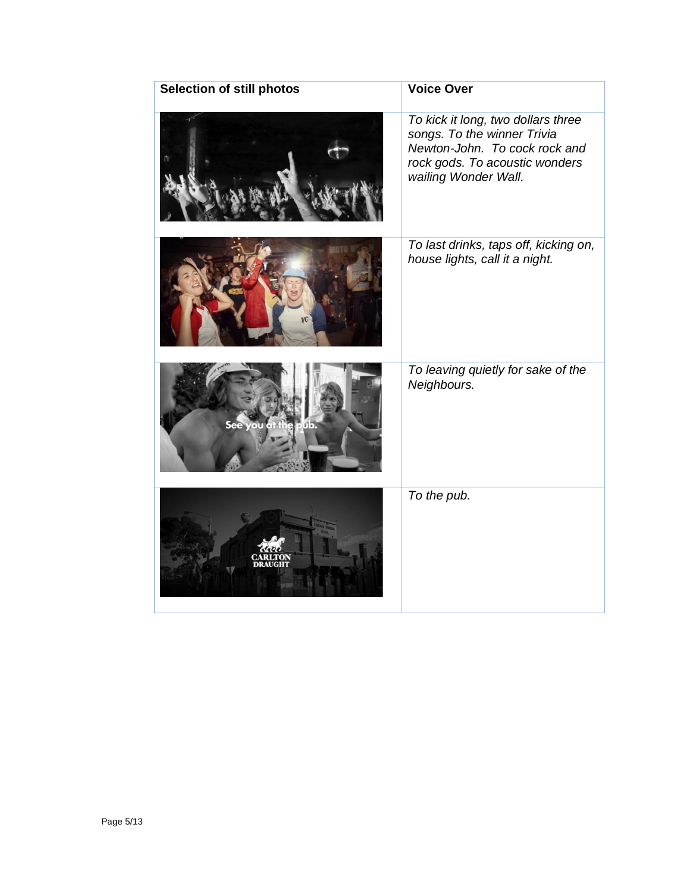| Selection of still photos | Voice Over |
| --- | --- |
| | *To kick it long, two dollars three songs. To the winner Trivia Newton-John. To cock rock and rock gods. To acoustic wonders wailing Wonder Wall.* |
| | *To last drinks, taps off, kicking on, house lights, call it a night.* |
| | *To leaving quietly for sake of the Neighbours.* |
| | *To the pub.* |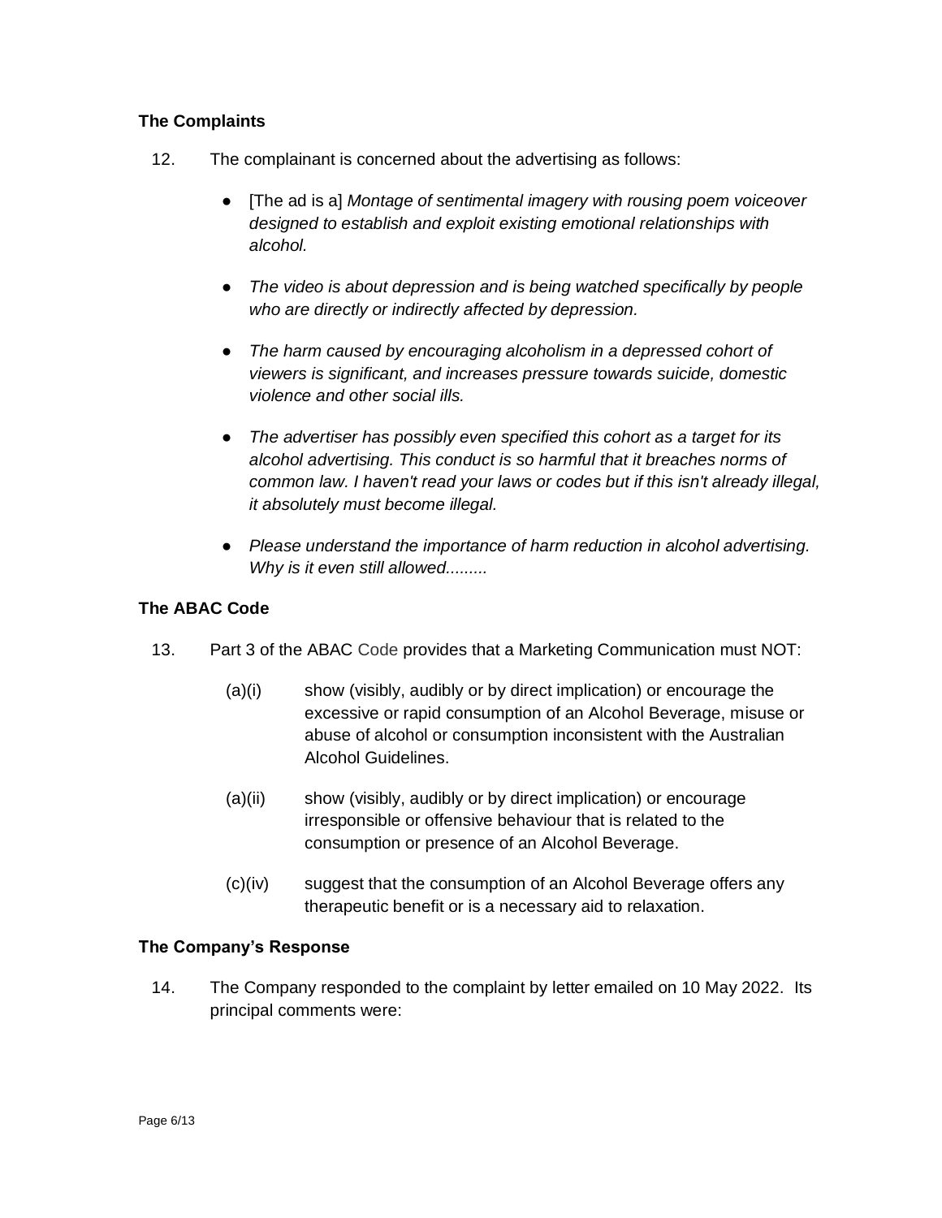### The Complaints

12. The complainant is concerned about the advertising as follows:

    - [The ad is a] *Montage of sentimental imagery with rousing poem voiceover designed to establish and exploit existing emotional relationships with alcohol.*
    - *The video is about depression and is being watched specifically by people who are directly or indirectly affected by depression.*
    - *The harm caused by encouraging alcoholism in a depressed cohort of viewers is significant, and increases pressure towards suicide, domestic violence and other social ills.*
    - *The advertiser has possibly even specified this cohort as a target for its alcohol advertising. This conduct is so harmful that it breaches norms of common law. I haven't read your laws or codes but if this isn't already illegal, it absolutely must become illegal.*
    - *Please understand the importance of harm reduction in alcohol advertising. Why is it even still allowed.........*

### The ABAC Code

13. Part 3 of the ABAC Code provides that a Marketing Communication must NOT:

    (a)(i) show (visibly, audibly or by direct implication) or encourage the excessive or rapid consumption of an Alcohol Beverage, misuse or abuse of alcohol or consumption inconsistent with the Australian Alcohol Guidelines.

    (a)(ii) show (visibly, audibly or by direct implication) or encourage irresponsible or offensive behaviour that is related to the consumption or presence of an Alcohol Beverage.

    (c)(iv) suggest that the consumption of an Alcohol Beverage offers any therapeutic benefit or is a necessary aid to relaxation.

### The Company's Response

14. The Company responded to the complaint by letter emailed on 10 May 2022. Its principal comments were: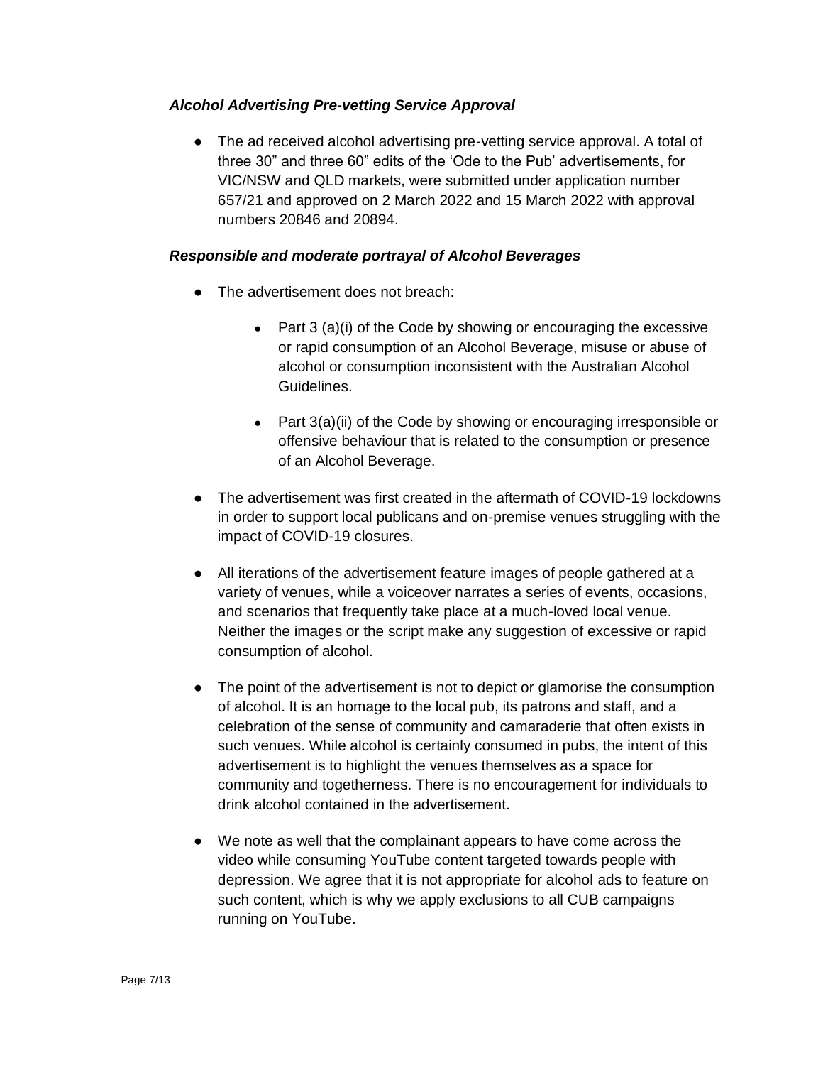***Alcohol Advertising Pre-vetting Service Approval***

- The ad received alcohol advertising pre-vetting service approval. A total of three 30" and three 60" edits of the 'Ode to the Pub' advertisements, for VIC/NSW and QLD markets, were submitted under application number 657/21 and approved on 2 March 2022 and 15 March 2022 with approval numbers 20846 and 20894.

***Responsible and moderate portrayal of Alcohol Beverages***

- The advertisement does not breach:
  - Part 3 (a)(i) of the Code by showing or encouraging the excessive or rapid consumption of an Alcohol Beverage, misuse or abuse of alcohol or consumption inconsistent with the Australian Alcohol Guidelines.
  - Part 3(a)(ii) of the Code by showing or encouraging irresponsible or offensive behaviour that is related to the consumption or presence of an Alcohol Beverage.
- The advertisement was first created in the aftermath of COVID-19 lockdowns in order to support local publicans and on-premise venues struggling with the impact of COVID-19 closures.
- All iterations of the advertisement feature images of people gathered at a variety of venues, while a voiceover narrates a series of events, occasions, and scenarios that frequently take place at a much-loved local venue. Neither the images or the script make any suggestion of excessive or rapid consumption of alcohol.
- The point of the advertisement is not to depict or glamorise the consumption of alcohol. It is an homage to the local pub, its patrons and staff, and a celebration of the sense of community and camaraderie that often exists in such venues. While alcohol is certainly consumed in pubs, the intent of this advertisement is to highlight the venues themselves as a space for community and togetherness. There is no encouragement for individuals to drink alcohol contained in the advertisement.
- We note as well that the complainant appears to have come across the video while consuming YouTube content targeted towards people with depression. We agree that it is not appropriate for alcohol ads to feature on such content, which is why we apply exclusions to all CUB campaigns running on YouTube.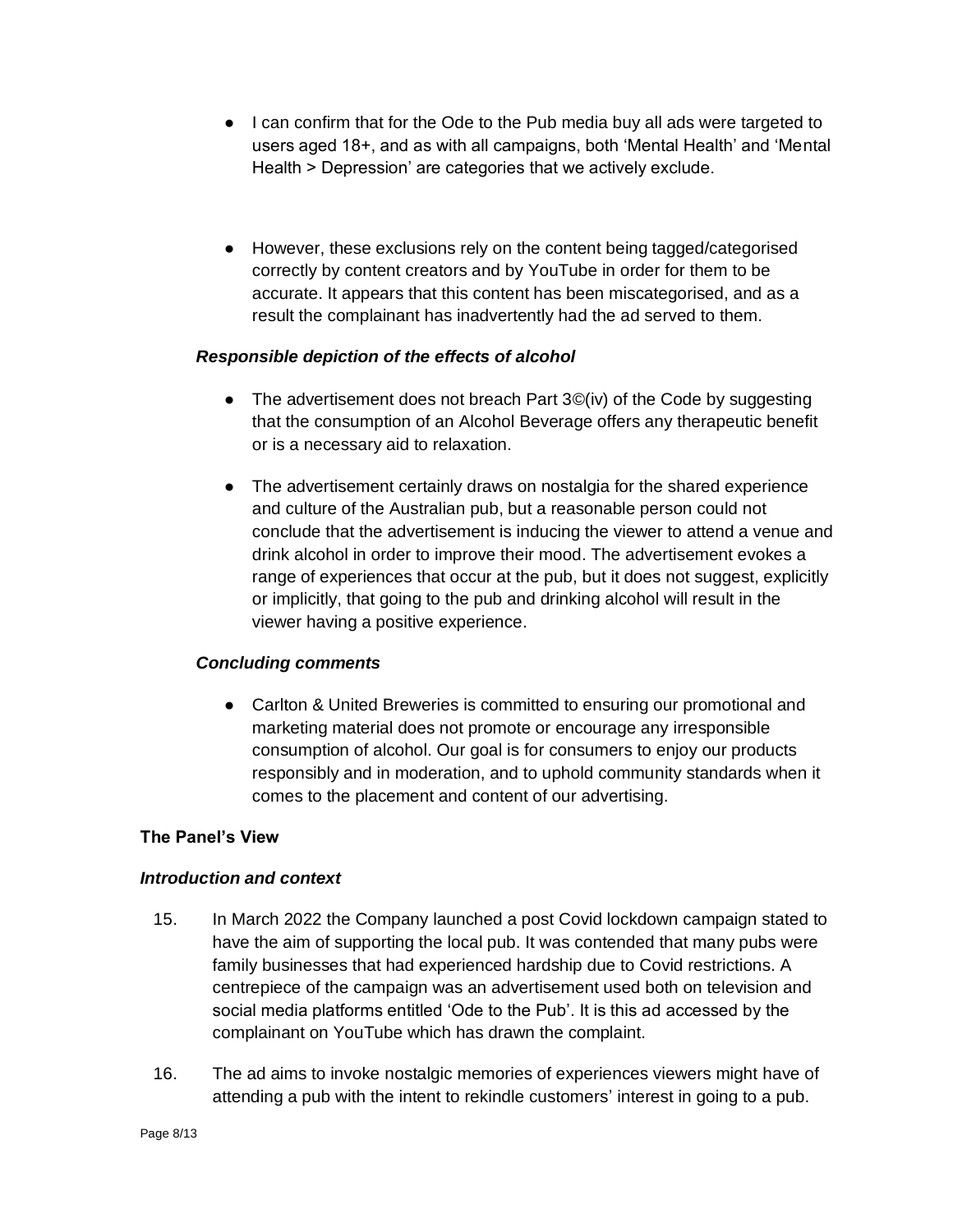- I can confirm that for the Ode to the Pub media buy all ads were targeted to users aged 18+, and as with all campaigns, both 'Mental Health' and 'Mental Health > Depression' are categories that we actively exclude.

- However, these exclusions rely on the content being tagged/categorised correctly by content creators and by YouTube in order for them to be accurate. It appears that this content has been miscategorised, and as a result the complainant has inadvertently had the ad served to them.

***Responsible depiction of the effects of alcohol***

- The advertisement does not breach Part 3©(iv) of the Code by suggesting that the consumption of an Alcohol Beverage offers any therapeutic benefit or is a necessary aid to relaxation.

- The advertisement certainly draws on nostalgia for the shared experience and culture of the Australian pub, but a reasonable person could not conclude that the advertisement is inducing the viewer to attend a venue and drink alcohol in order to improve their mood. The advertisement evokes a range of experiences that occur at the pub, but it does not suggest, explicitly or implicitly, that going to the pub and drinking alcohol will result in the viewer having a positive experience.

***Concluding comments***

- Carlton & United Breweries is committed to ensuring our promotional and marketing material does not promote or encourage any irresponsible consumption of alcohol. Our goal is for consumers to enjoy our products responsibly and in moderation, and to uphold community standards when it comes to the placement and content of our advertising.

**The Panel's View**

***Introduction and context***

15. In March 2022 the Company launched a post Covid lockdown campaign stated to have the aim of supporting the local pub. It was contended that many pubs were family businesses that had experienced hardship due to Covid restrictions. A centrepiece of the campaign was an advertisement used both on television and social media platforms entitled 'Ode to the Pub'. It is this ad accessed by the complainant on YouTube which has drawn the complaint.

16. The ad aims to invoke nostalgic memories of experiences viewers might have of attending a pub with the intent to rekindle customers' interest in going to a pub.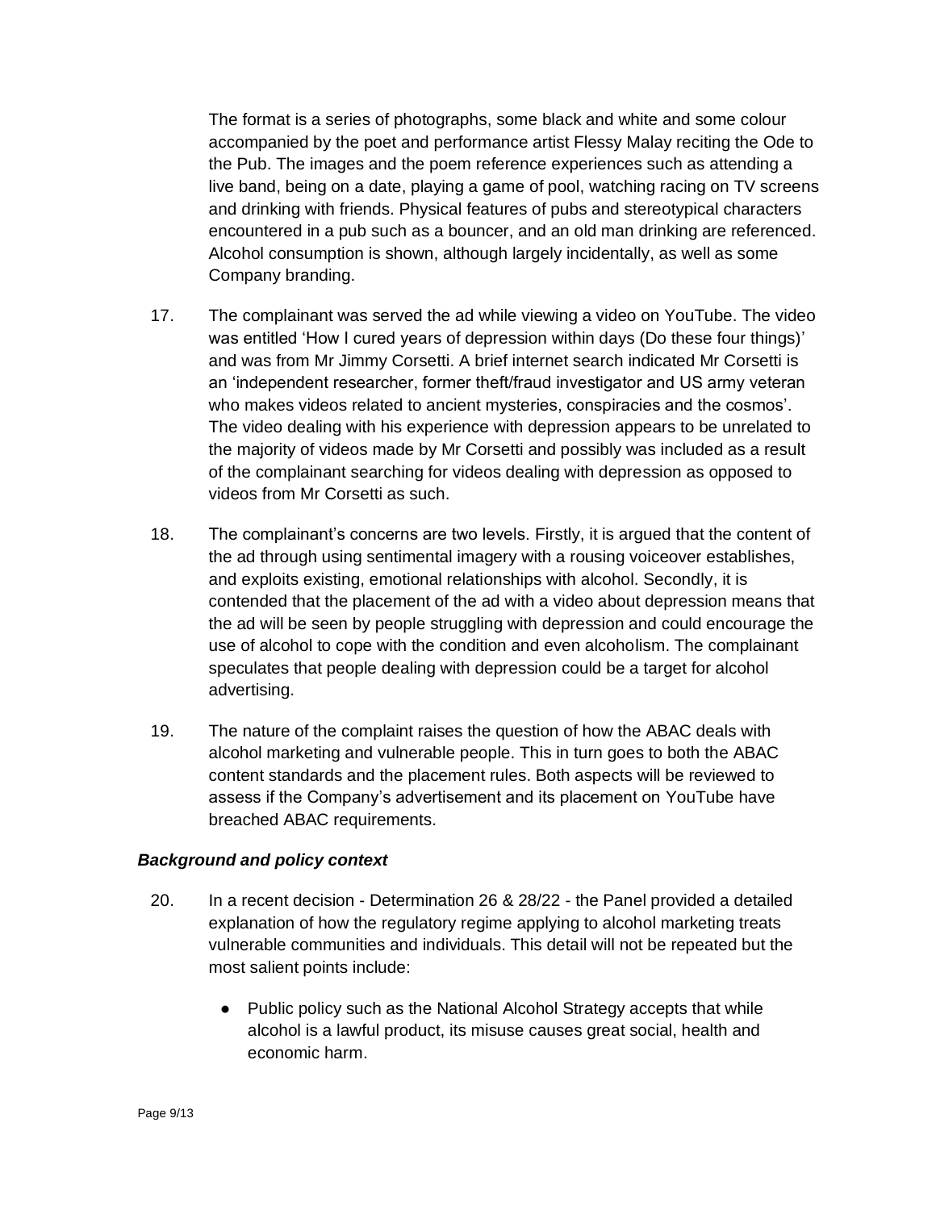The format is a series of photographs, some black and white and some colour accompanied by the poet and performance artist Flessy Malay reciting the Ode to the Pub. The images and the poem reference experiences such as attending a live band, being on a date, playing a game of pool, watching racing on TV screens and drinking with friends. Physical features of pubs and stereotypical characters encountered in a pub such as a bouncer, and an old man drinking are referenced. Alcohol consumption is shown, although largely incidentally, as well as some Company branding.

17. The complainant was served the ad while viewing a video on YouTube. The video was entitled 'How I cured years of depression within days (Do these four things)' and was from Mr Jimmy Corsetti. A brief internet search indicated Mr Corsetti is an 'independent researcher, former theft/fraud investigator and US army veteran who makes videos related to ancient mysteries, conspiracies and the cosmos'. The video dealing with his experience with depression appears to be unrelated to the majority of videos made by Mr Corsetti and possibly was included as a result of the complainant searching for videos dealing with depression as opposed to videos from Mr Corsetti as such.

18. The complainant's concerns are two levels. Firstly, it is argued that the content of the ad through using sentimental imagery with a rousing voiceover establishes, and exploits existing, emotional relationships with alcohol. Secondly, it is contended that the placement of the ad with a video about depression means that the ad will be seen by people struggling with depression and could encourage the use of alcohol to cope with the condition and even alcoholism. The complainant speculates that people dealing with depression could be a target for alcohol advertising.

19. The nature of the complaint raises the question of how the ABAC deals with alcohol marketing and vulnerable people. This in turn goes to both the ABAC content standards and the placement rules. Both aspects will be reviewed to assess if the Company's advertisement and its placement on YouTube have breached ABAC requirements.

***Background and policy context***

20. In a recent decision - Determination 26 & 28/22 - the Panel provided a detailed explanation of how the regulatory regime applying to alcohol marketing treats vulnerable communities and individuals. This detail will not be repeated but the most salient points include:

    - Public policy such as the National Alcohol Strategy accepts that while alcohol is a lawful product, its misuse causes great social, health and economic harm.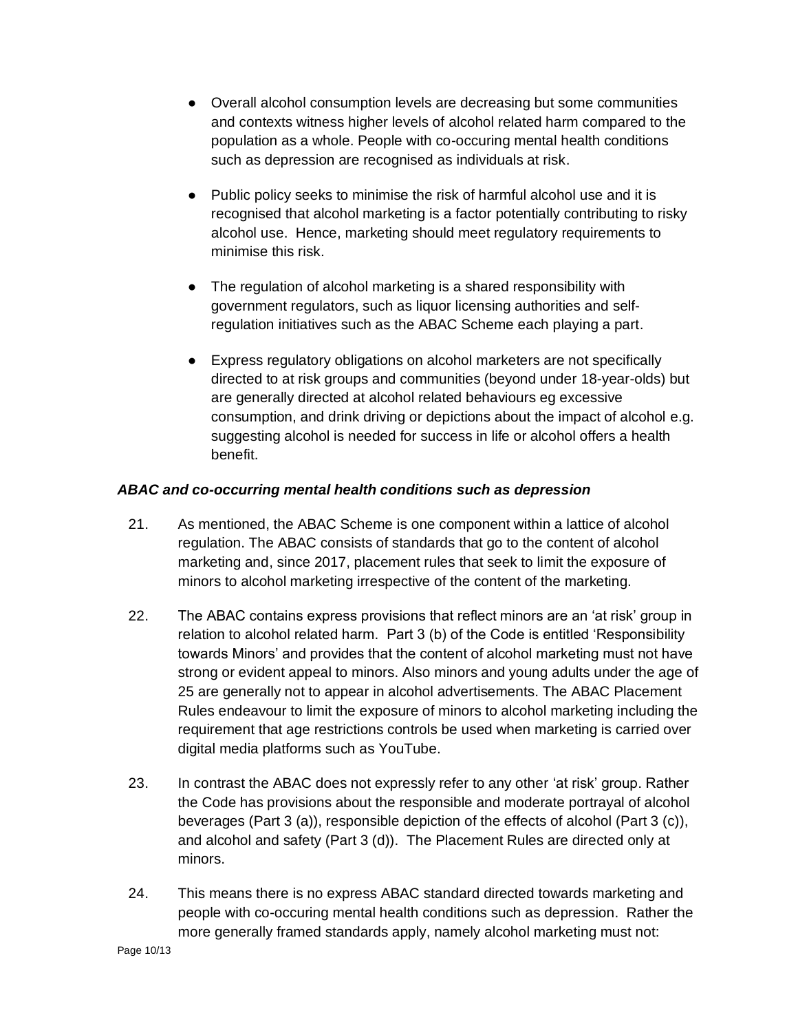- Overall alcohol consumption levels are decreasing but some communities and contexts witness higher levels of alcohol related harm compared to the population as a whole. People with co-occuring mental health conditions such as depression are recognised as individuals at risk.

- Public policy seeks to minimise the risk of harmful alcohol use and it is recognised that alcohol marketing is a factor potentially contributing to risky alcohol use. Hence, marketing should meet regulatory requirements to minimise this risk.

- The regulation of alcohol marketing is a shared responsibility with government regulators, such as liquor licensing authorities and self-regulation initiatives such as the ABAC Scheme each playing a part.

- Express regulatory obligations on alcohol marketers are not specifically directed to at risk groups and communities (beyond under 18-year-olds) but are generally directed at alcohol related behaviours eg excessive consumption, and drink driving or depictions about the impact of alcohol e.g. suggesting alcohol is needed for success in life or alcohol offers a health benefit.

### *ABAC and co-occurring mental health conditions such as depression*

21. As mentioned, the ABAC Scheme is one component within a lattice of alcohol regulation. The ABAC consists of standards that go to the content of alcohol marketing and, since 2017, placement rules that seek to limit the exposure of minors to alcohol marketing irrespective of the content of the marketing.

22. The ABAC contains express provisions that reflect minors are an 'at risk' group in relation to alcohol related harm. Part 3 (b) of the Code is entitled 'Responsibility towards Minors' and provides that the content of alcohol marketing must not have strong or evident appeal to minors. Also minors and young adults under the age of 25 are generally not to appear in alcohol advertisements. The ABAC Placement Rules endeavour to limit the exposure of minors to alcohol marketing including the requirement that age restrictions controls be used when marketing is carried over digital media platforms such as YouTube.

23. In contrast the ABAC does not expressly refer to any other 'at risk' group. Rather the Code has provisions about the responsible and moderate portrayal of alcohol beverages (Part 3 (a)), responsible depiction of the effects of alcohol (Part 3 (c)), and alcohol and safety (Part 3 (d)). The Placement Rules are directed only at minors.

24. This means there is no express ABAC standard directed towards marketing and people with co-occuring mental health conditions such as depression. Rather the more generally framed standards apply, namely alcohol marketing must not: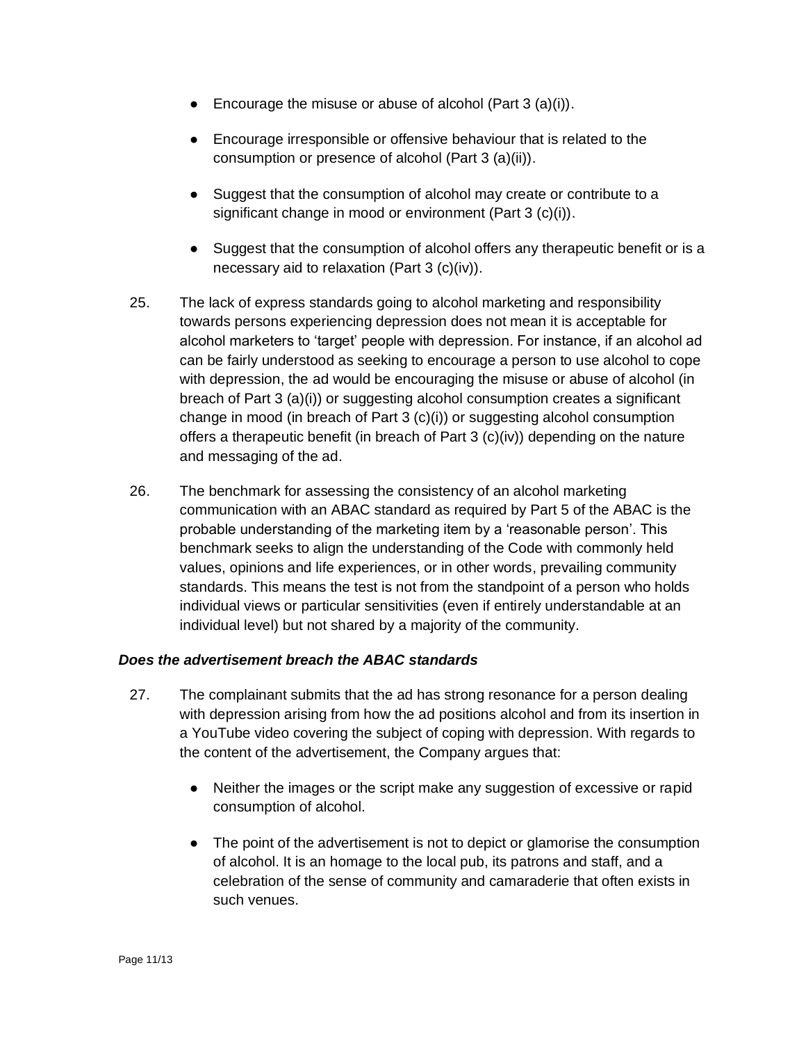- Encourage the misuse or abuse of alcohol (Part 3 (a)(i)).

- Encourage irresponsible or offensive behaviour that is related to the consumption or presence of alcohol (Part 3 (a)(ii)).

- Suggest that the consumption of alcohol may create or contribute to a significant change in mood or environment (Part 3 (c)(i)).

- Suggest that the consumption of alcohol offers any therapeutic benefit or is a necessary aid to relaxation (Part 3 (c)(iv)).

25. The lack of express standards going to alcohol marketing and responsibility towards persons experiencing depression does not mean it is acceptable for alcohol marketers to 'target' people with depression. For instance, if an alcohol ad can be fairly understood as seeking to encourage a person to use alcohol to cope with depression, the ad would be encouraging the misuse or abuse of alcohol (in breach of Part 3 (a)(i)) or suggesting alcohol consumption creates a significant change in mood (in breach of Part 3 (c)(i)) or suggesting alcohol consumption offers a therapeutic benefit (in breach of Part 3 (c)(iv)) depending on the nature and messaging of the ad.

26. The benchmark for assessing the consistency of an alcohol marketing communication with an ABAC standard as required by Part 5 of the ABAC is the probable understanding of the marketing item by a 'reasonable person'. This benchmark seeks to align the understanding of the Code with commonly held values, opinions and life experiences, or in other words, prevailing community standards. This means the test is not from the standpoint of a person who holds individual views or particular sensitivities (even if entirely understandable at an individual level) but not shared by a majority of the community.

***Does the advertisement breach the ABAC standards***

27. The complainant submits that the ad has strong resonance for a person dealing with depression arising from how the ad positions alcohol and from its insertion in a YouTube video covering the subject of coping with depression. With regards to the content of the advertisement, the Company argues that:

    - Neither the images or the script make any suggestion of excessive or rapid consumption of alcohol.

    - The point of the advertisement is not to depict or glamorise the consumption of alcohol. It is an homage to the local pub, its patrons and staff, and a celebration of the sense of community and camaraderie that often exists in such venues.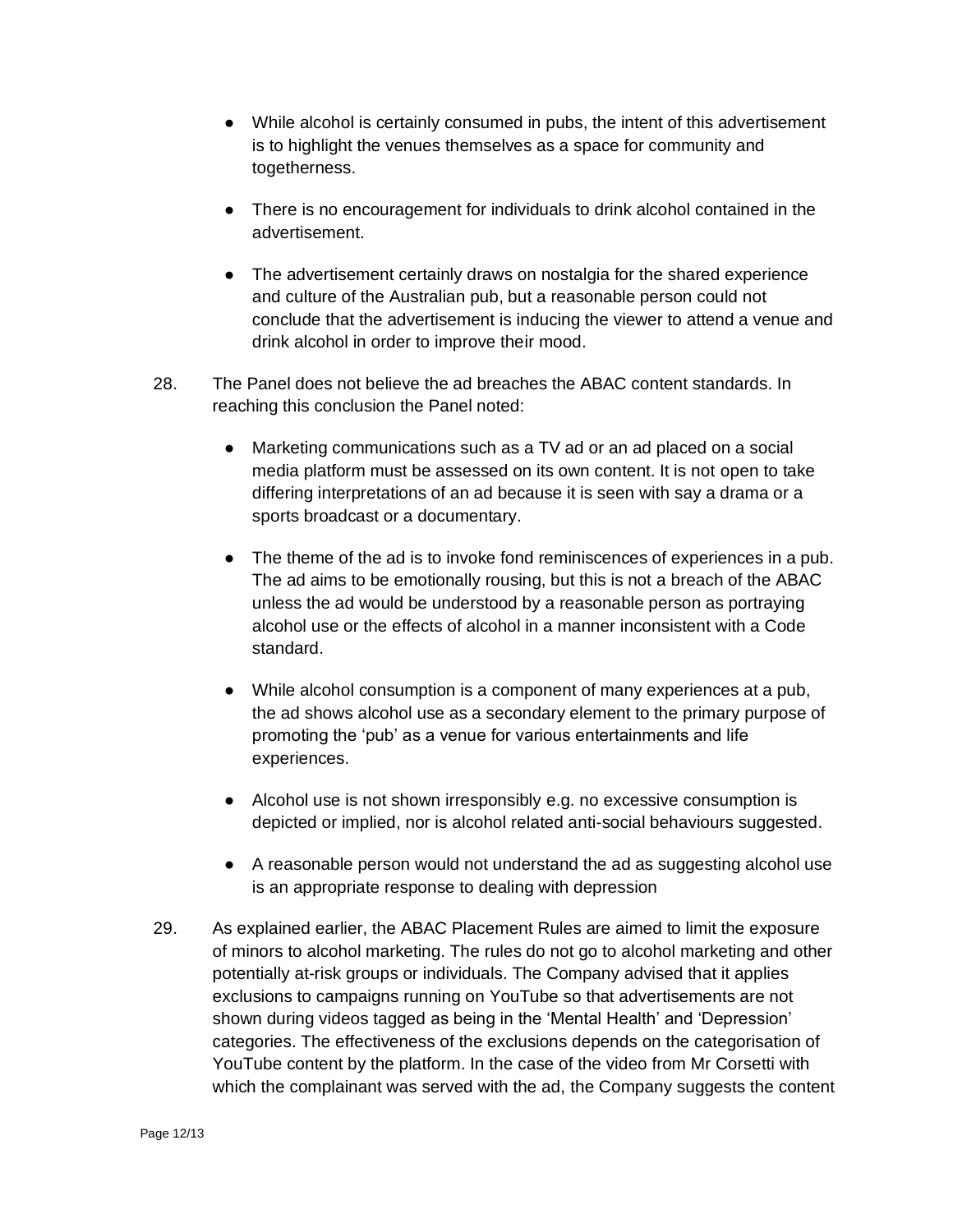- While alcohol is certainly consumed in pubs, the intent of this advertisement is to highlight the venues themselves as a space for community and togetherness.

- There is no encouragement for individuals to drink alcohol contained in the advertisement.

- The advertisement certainly draws on nostalgia for the shared experience and culture of the Australian pub, but a reasonable person could not conclude that the advertisement is inducing the viewer to attend a venue and drink alcohol in order to improve their mood.

28. The Panel does not believe the ad breaches the ABAC content standards. In reaching this conclusion the Panel noted:

    - Marketing communications such as a TV ad or an ad placed on a social media platform must be assessed on its own content. It is not open to take differing interpretations of an ad because it is seen with say a drama or a sports broadcast or a documentary.

    - The theme of the ad is to invoke fond reminiscences of experiences in a pub. The ad aims to be emotionally rousing, but this is not a breach of the ABAC unless the ad would be understood by a reasonable person as portraying alcohol use or the effects of alcohol in a manner inconsistent with a Code standard.

    - While alcohol consumption is a component of many experiences at a pub, the ad shows alcohol use as a secondary element to the primary purpose of promoting the 'pub' as a venue for various entertainments and life experiences.

    - Alcohol use is not shown irresponsibly e.g. no excessive consumption is depicted or implied, nor is alcohol related anti-social behaviours suggested.

    - A reasonable person would not understand the ad as suggesting alcohol use is an appropriate response to dealing with depression

29. As explained earlier, the ABAC Placement Rules are aimed to limit the exposure of minors to alcohol marketing. The rules do not go to alcohol marketing and other potentially at-risk groups or individuals. The Company advised that it applies exclusions to campaigns running on YouTube so that advertisements are not shown during videos tagged as being in the 'Mental Health' and 'Depression' categories. The effectiveness of the exclusions depends on the categorisation of YouTube content by the platform. In the case of the video from Mr Corsetti with which the complainant was served with the ad, the Company suggests the content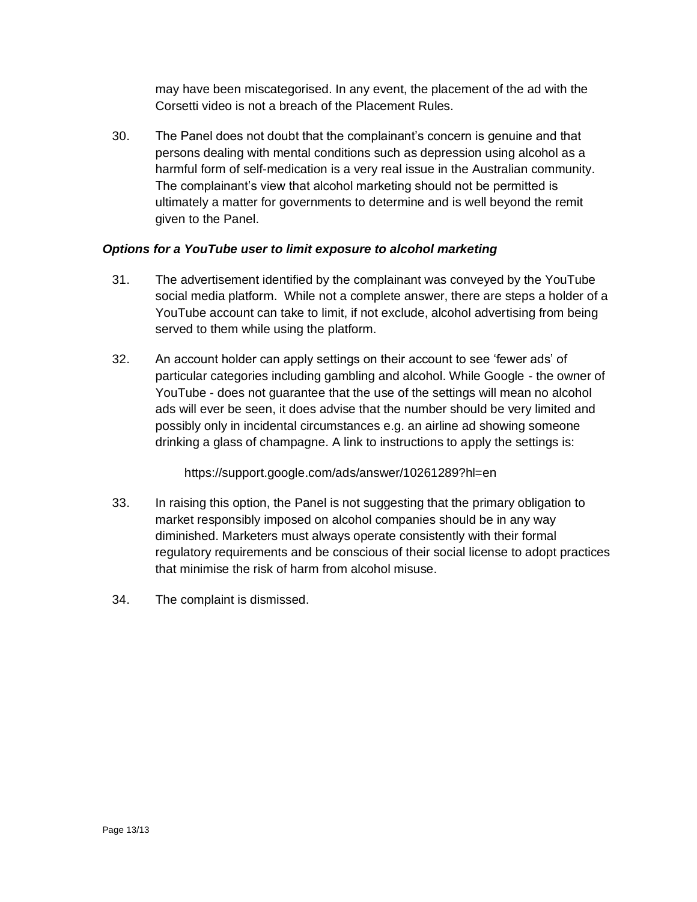may have been miscategorised. In any event, the placement of the ad with the Corsetti video is not a breach of the Placement Rules.

30. The Panel does not doubt that the complainant's concern is genuine and that persons dealing with mental conditions such as depression using alcohol as a harmful form of self-medication is a very real issue in the Australian community. The complainant's view that alcohol marketing should not be permitted is ultimately a matter for governments to determine and is well beyond the remit given to the Panel.

***Options for a YouTube user to limit exposure to alcohol marketing***

31. The advertisement identified by the complainant was conveyed by the YouTube social media platform. While not a complete answer, there are steps a holder of a YouTube account can take to limit, if not exclude, alcohol advertising from being served to them while using the platform.

32. An account holder can apply settings on their account to see 'fewer ads' of particular categories including gambling and alcohol. While Google - the owner of YouTube - does not guarantee that the use of the settings will mean no alcohol ads will ever be seen, it does advise that the number should be very limited and possibly only in incidental circumstances e.g. an airline ad showing someone drinking a glass of champagne. A link to instructions to apply the settings is:

    https://support.google.com/ads/answer/10261289?hl=en

33. In raising this option, the Panel is not suggesting that the primary obligation to market responsibly imposed on alcohol companies should be in any way diminished. Marketers must always operate consistently with their formal regulatory requirements and be conscious of their social license to adopt practices that minimise the risk of harm from alcohol misuse.

34. The complaint is dismissed.